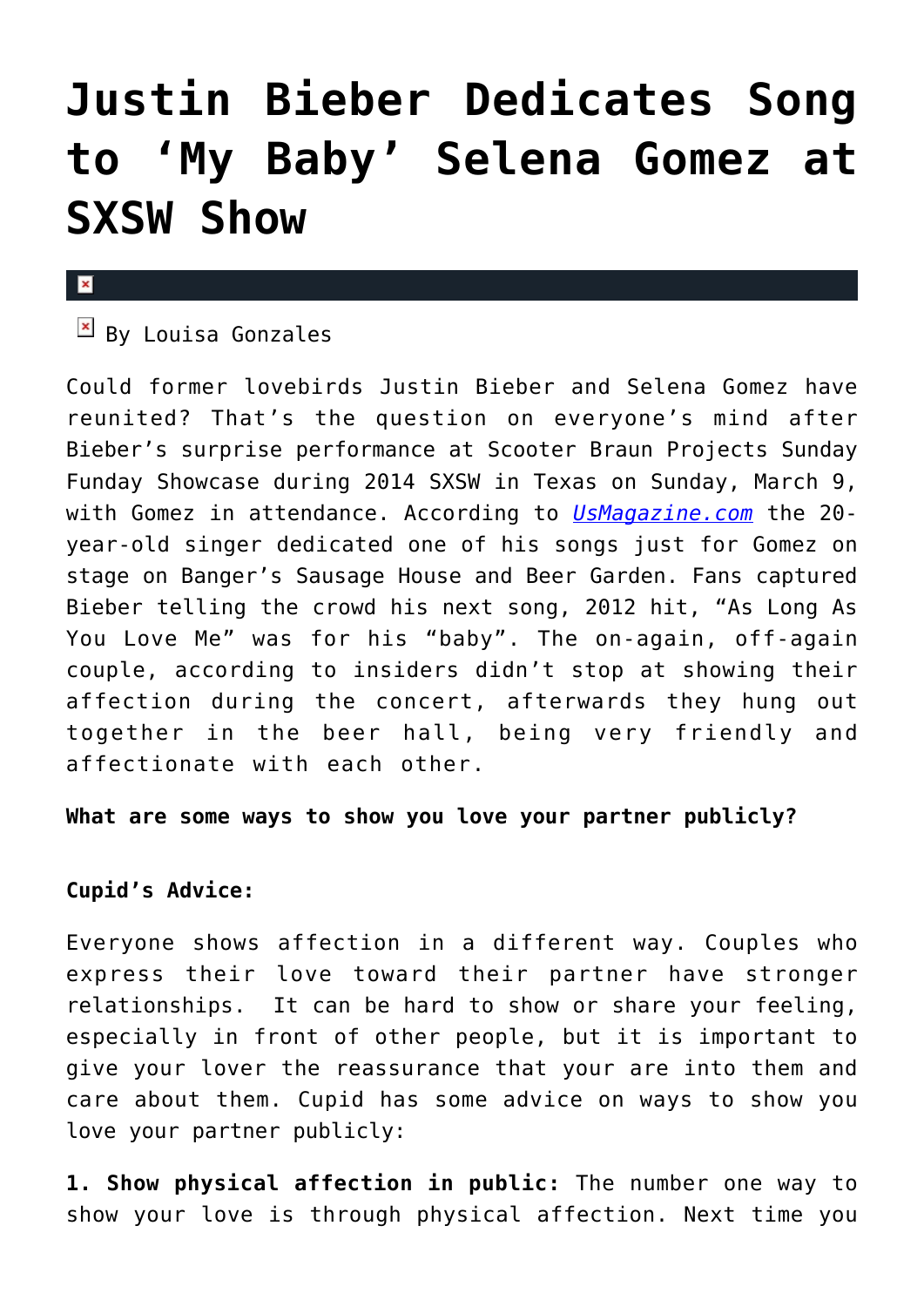# Justin Bieber Dedicates Song to 'My Baby' Selena Gomez at SXSW Show

By Louisa Gonzales

Could former lovebirds Justin Bieber and Selena Gomez have reunited? That's the question on everyone's mind after Bieber's surprise performance at Scooter Braun Projects Sunday Funday Showcase during 2014 SXSW in Texas on Sunday, March 9, with Gomez in attendance. According to *UsMagazine.com* the 20-year-old singer dedicated one of his songs just for Gomez on stage on Banger's Sausage House and Beer Garden. Fans captured Bieber telling the crowd his next song, 2012 hit, "As Long As You Love Me" was for his "baby". The on-again, off-again couple, according to insiders didn't stop at showing their affection during the concert, afterwards they hung out together in the beer hall, being very friendly and affectionate with each other.

**What are some ways to show you love your partner publicly?**

**Cupid's Advice:**

Everyone shows affection in a different way. Couples who express their love toward their partner have stronger relationships. It can be hard to show or share your feeling, especially in front of other people, but it is important to give your lover the reassurance that your are into them and care about them. Cupid has some advice on ways to show you love your partner publicly:

**1. Show physical affection in public:** The number one way to show your love is through physical affection. Next time you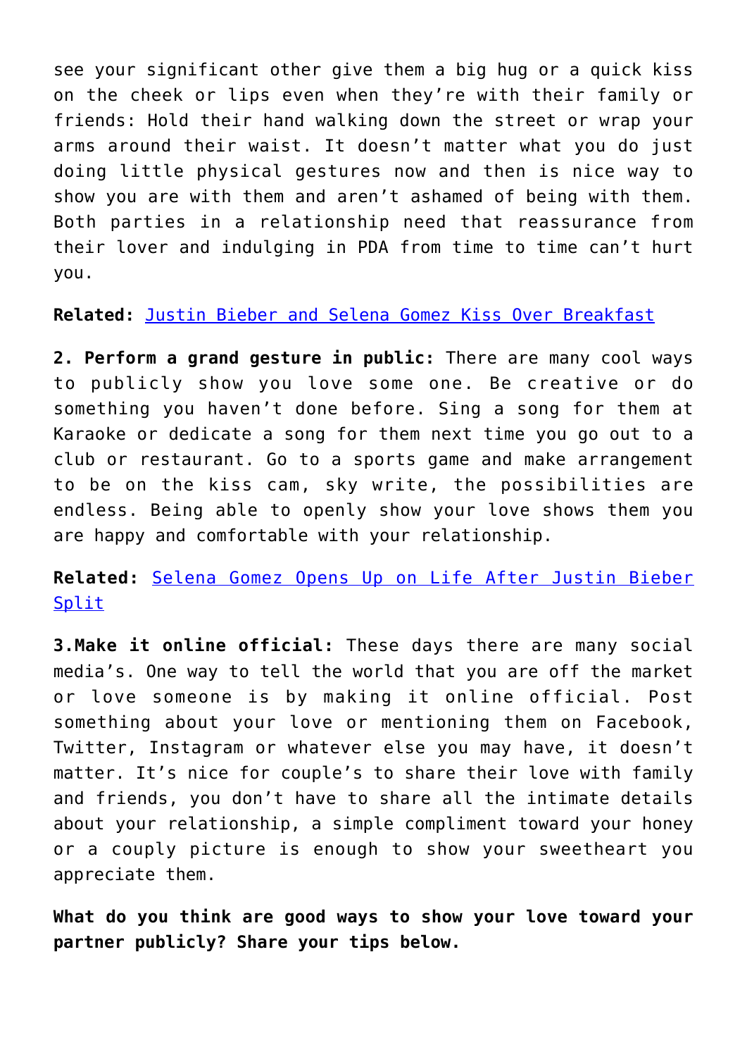see your significant other give them a big hug or a quick kiss on the cheek or lips even when they're with their family or friends: Hold their hand walking down the street or wrap your arms around their waist. It doesn't matter what you do just doing little physical gestures now and then is nice way to show you are with them and aren't ashamed of being with them. Both parties in a relationship need that reassurance from their lover and indulging in PDA from time to time can't hurt you.

**Related:** Justin Bieber and Selena Gomez Kiss Over Breakfast

**2. Perform a grand gesture in public:** There are many cool ways to publicly show you love some one. Be creative or do something you haven't done before. Sing a song for them at Karaoke or dedicate a song for them next time you go out to a club or restaurant. Go to a sports game and make arrangement to be on the kiss cam, sky write, the possibilities are endless. Being able to openly show your love shows them you are happy and comfortable with your relationship.

**Related:** Selena Gomez Opens Up on Life After Justin Bieber Split

**3.Make it online official:** These days there are many social media's. One way to tell the world that you are off the market or love someone is by making it online official. Post something about your love or mentioning them on Facebook, Twitter, Instagram or whatever else you may have, it doesn't matter. It's nice for couple's to share their love with family and friends, you don't have to share all the intimate details about your relationship, a simple compliment toward your honey or a couply picture is enough to show your sweetheart you appreciate them.

**What do you think are good ways to show your love toward your partner publicly? Share your tips below.**